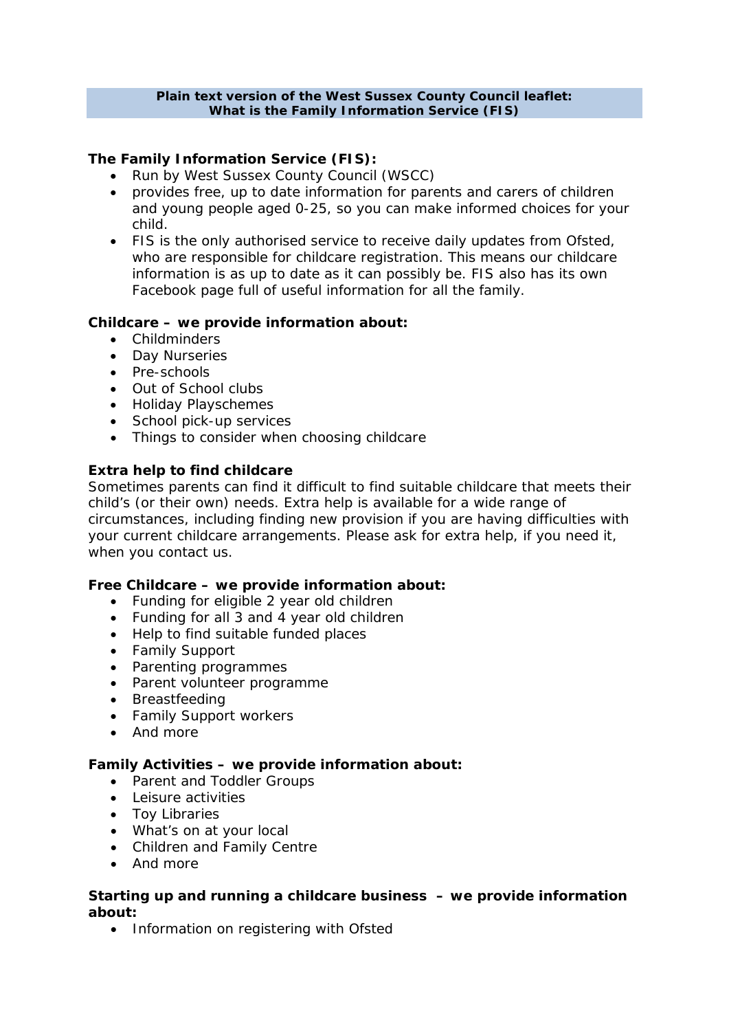**Plain text version of the West Sussex County Council leaflet:**
**What is the Family Information Service (FIS)**

## The Family Information Service (FIS):

- Run by West Sussex County Council (WSCC)
- provides free, up to date information for parents and carers of children and young people aged 0-25, so you can make informed choices for your child.
- FIS is the only authorised service to receive daily updates from Ofsted, who are responsible for childcare registration. This means our childcare information is as up to date as it can possibly be. FIS also has its own Facebook page full of useful information for all the family.

## Childcare – we provide information about:

- Childminders
- Day Nurseries
- Pre-schools
- Out of School clubs
- Holiday Playschemes
- School pick-up services
- Things to consider when choosing childcare

## Extra help to find childcare

Sometimes parents can find it difficult to find suitable childcare that meets their child's (or their own) needs. Extra help is available for a wide range of circumstances, including finding new provision if you are having difficulties with your current childcare arrangements. Please ask for extra help, if you need it, when you contact us.

## Free Childcare – we provide information about:

- Funding for eligible 2 year old children
- Funding for all 3 and 4 year old children
- Help to find suitable funded places
- Family Support
- Parenting programmes
- Parent volunteer programme
- Breastfeeding
- Family Support workers
- And more

## Family Activities – we provide information about:

- Parent and Toddler Groups
- Leisure activities
- Toy Libraries
- What's on at your local
- Children and Family Centre
- And more

## Starting up and running a childcare business – we provide information about:

- Information on registering with Ofsted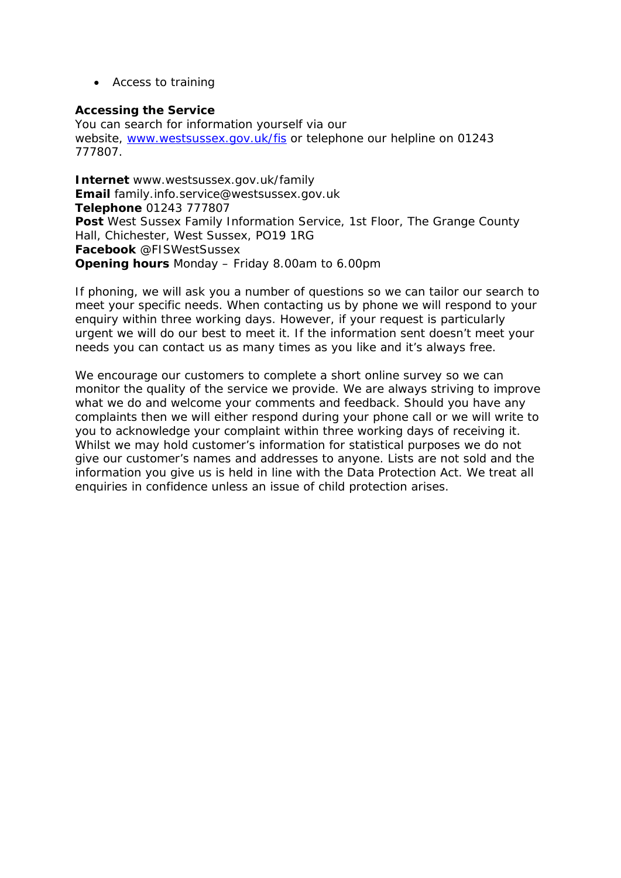- Access to training

**Accessing the Service**
You can search for information yourself via our website, [www.westsussex.gov.uk/fis](http://www.westsussex.gov.uk/fis) or telephone our helpline on 01243 777807.

**Internet** www.westsussex.gov.uk/family
**Email** family.info.service@westsussex.gov.uk
**Telephone** 01243 777807
**Post** West Sussex Family Information Service, 1st Floor, The Grange County Hall, Chichester, West Sussex, PO19 1RG
**Facebook** @FISWestSussex
**Opening hours** Monday – Friday 8.00am to 6.00pm

If phoning, we will ask you a number of questions so we can tailor our search to meet your specific needs. When contacting us by phone we will respond to your enquiry within three working days. However, if your request is particularly urgent we will do our best to meet it. If the information sent doesn't meet your needs you can contact us as many times as you like and it's always free.

We encourage our customers to complete a short online survey so we can monitor the quality of the service we provide. We are always striving to improve what we do and welcome your comments and feedback. Should you have any complaints then we will either respond during your phone call or we will write to you to acknowledge your complaint within three working days of receiving it. Whilst we may hold customer's information for statistical purposes we do not give our customer's names and addresses to anyone. Lists are not sold and the information you give us is held in line with the Data Protection Act. We treat all enquiries in confidence unless an issue of child protection arises.